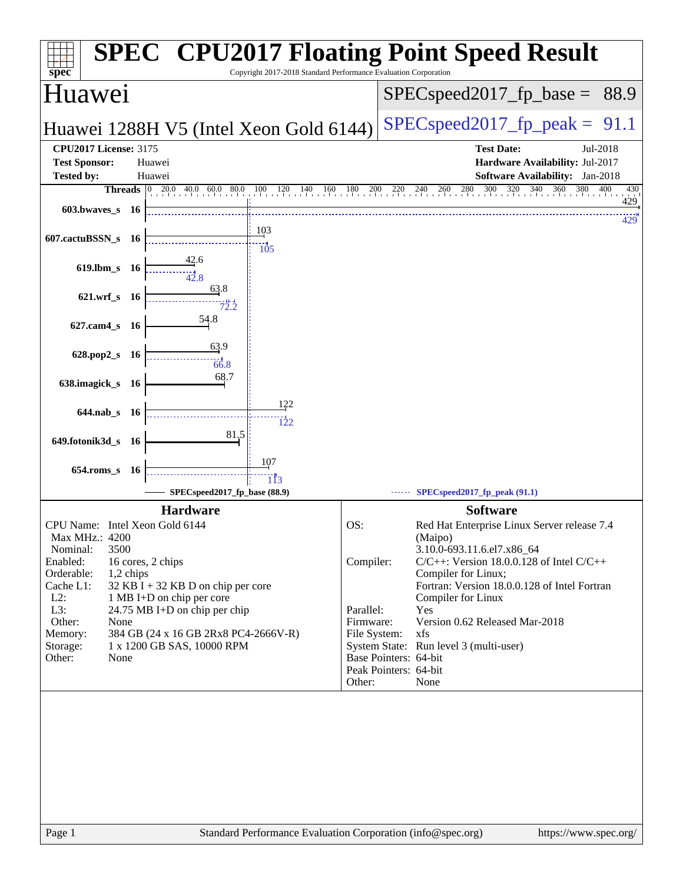# SPEC CPU2017 Floating Point Speed Result

Copyright 2017-2018 Standard Performance Evaluation Corporation

## Huawei

**Huawei 1288H V5 (Intel Xeon Gold 6144)**

SPECspeed2017_fp_base = 88.9

SPECspeed2017_fp_peak = 91.1

**CPU2017 License:** 3175
**Test Sponsor:** Huawei
**Tested by:** Huawei

**Test Date:** Jul-2018
**Hardware Availability:** Jul-2017
**Software Availability:** Jan-2018

| Benchmark | Threads | Base | Peak |
|---|---|---|---|
| 603.bwaves_s | 16 | 429 | 429 |
| 607.cactuBSSN_s | 16 | 103 | 105 |
| 619.lbm_s | 16 | 42.6 | 42.8 |
| 621.wrf_s | 16 | 63.8 | 72.2 |
| 627.cam4_s | 16 | 54.8 | |
| 628.pop2_s | 16 | 63.9 | 66.8 |
| 638.imagick_s | 16 | 68.7 | |
| 644.nab_s | 16 | 122 | 122 |
| 649.fotonik3d_s | 16 | 81.5 | |
| 654.roms_s | 16 | 107 | 113 |

SPECspeed2017_fp_base (88.9) — SPECspeed2017_fp_peak (91.1)

### Hardware

| | |
|---|---|
| CPU Name: | Intel Xeon Gold 6144 |
| Max MHz.: | 4200 |
| Nominal: | 3500 |
| Enabled: | 16 cores, 2 chips |
| Orderable: | 1,2 chips |
| Cache L1: | 32 KB I + 32 KB D on chip per core |
| L2: | 1 MB I+D on chip per core |
| L3: | 24.75 MB I+D on chip per chip |
| Other: | None |
| Memory: | 384 GB (24 x 16 GB 2Rx8 PC4-2666V-R) |
| Storage: | 1 x 1200 GB SAS, 10000 RPM |
| Other: | None |

### Software

| | |
|---|---|
| OS: | Red Hat Enterprise Linux Server release 7.4 (Maipo) 3.10.0-693.11.6.el7.x86_64 |
| Compiler: | C/C++: Version 18.0.0.128 of Intel C/C++ Compiler for Linux; Fortran: Version 18.0.0.128 of Intel Fortran Compiler for Linux |
| Parallel: | Yes |
| Firmware: | Version 0.62 Released Mar-2018 |
| File System: | xfs |
| System State: | Run level 3 (multi-user) |
| Base Pointers: | 64-bit |
| Peak Pointers: | 64-bit |
| Other: | None |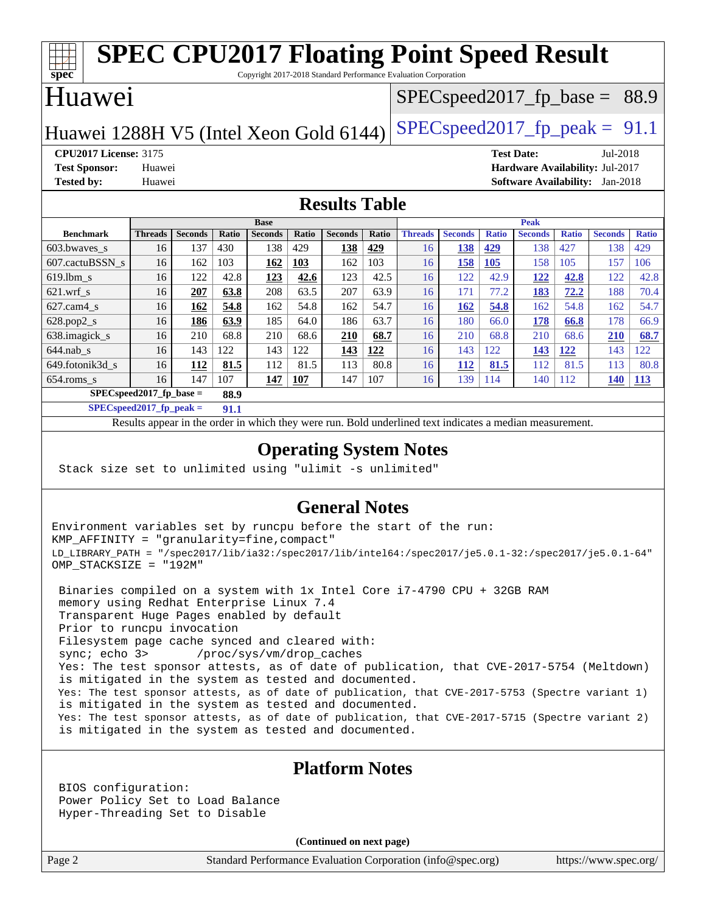# SPEC CPU2017 Floating Point Speed Result

Copyright 2017-2018 Standard Performance Evaluation Corporation

## Huawei

Huawei 1288H V5 (Intel Xeon Gold 6144)

SPECspeed2017_fp_base = 88.9

SPECspeed2017_fp_peak = 91.1

**CPU2017 License:** 3175
**Test Sponsor:** Huawei
**Tested by:** Huawei

**Test Date:** Jul-2018
**Hardware Availability:** Jul-2017
**Software Availability:** Jan-2018

## Results Table

| Benchmark | Base | | | | | | | Peak | | | | | | |
|---|---|---|---|---|---|---|---|---|---|---|---|---|---|---|
| | Threads | Seconds | Ratio | Seconds | Ratio | Seconds | Ratio | Threads | Seconds | Ratio | Seconds | Ratio | Seconds | Ratio |
| 603.bwaves_s | 16 | 137 | 430 | 138 | 429 | **138** | **429** | 16 | **138** | **429** | 138 | 427 | 138 | 429 |
| 607.cactuBSSN_s | 16 | 162 | 103 | **162** | **103** | 162 | 103 | 16 | **158** | **105** | 158 | 105 | 157 | 106 |
| 619.lbm_s | 16 | 122 | 42.8 | **123** | **42.6** | 123 | 42.5 | 16 | 122 | 42.9 | **122** | **42.8** | 122 | 42.8 |
| 621.wrf_s | 16 | **207** | **63.8** | 208 | 63.5 | 207 | 63.9 | 16 | 171 | 77.2 | **183** | **72.2** | 188 | 70.4 |
| 627.cam4_s | 16 | **162** | **54.8** | 162 | 54.8 | 162 | 54.7 | 16 | **162** | **54.8** | 162 | 54.8 | 162 | 54.7 |
| 628.pop2_s | 16 | **186** | **63.9** | 185 | 64.0 | 186 | 63.7 | 16 | 180 | 66.0 | **178** | **66.8** | 178 | 66.9 |
| 638.imagick_s | 16 | 210 | 68.8 | 210 | 68.6 | **210** | **68.7** | 16 | 210 | 68.8 | 210 | 68.6 | **210** | **68.7** |
| 644.nab_s | 16 | 143 | 122 | 143 | 122 | **143** | **122** | 16 | 143 | 122 | **143** | **122** | 143 | 122 |
| 649.fotonik3d_s | 16 | **112** | **81.5** | 112 | 81.5 | 113 | 80.8 | 16 | **112** | **81.5** | 112 | 81.5 | 113 | 80.8 |
| 654.roms_s | 16 | 147 | 107 | **147** | **107** | 147 | 107 | 16 | 139 | 114 | 140 | 112 | **140** | **113** |

**SPECspeed2017_fp_base = 88.9**

**SPECspeed2017_fp_peak = 91.1**

Results appear in the order in which they were run. Bold underlined text indicates a median measurement.

## Operating System Notes

```
Stack size set to unlimited using "ulimit -s unlimited"
```

## General Notes

```
Environment variables set by runcpu before the start of the run:
KMP_AFFINITY = "granularity=fine,compact"
LD_LIBRARY_PATH = "/spec2017/lib/ia32:/spec2017/lib/intel64:/spec2017/je5.0.1-32:/spec2017/je5.0.1-64"
OMP_STACKSIZE = "192M"

 Binaries compiled on a system with 1x Intel Core i7-4790 CPU + 32GB RAM
 memory using Redhat Enterprise Linux 7.4
 Transparent Huge Pages enabled by default
 Prior to runcpu invocation
 Filesystem page cache synced and cleared with:
 sync; echo 3>       /proc/sys/vm/drop_caches
 Yes: The test sponsor attests, as of date of publication, that CVE-2017-5754 (Meltdown)
 is mitigated in the system as tested and documented.
 Yes: The test sponsor attests, as of date of publication, that CVE-2017-5753 (Spectre variant 1)
 is mitigated in the system as tested and documented.
 Yes: The test sponsor attests, as of date of publication, that CVE-2017-5715 (Spectre variant 2)
 is mitigated in the system as tested and documented.
```

## Platform Notes

```
BIOS configuration:
Power Policy Set to Load Balance
Hyper-Threading Set to Disable
```

**(Continued on next page)**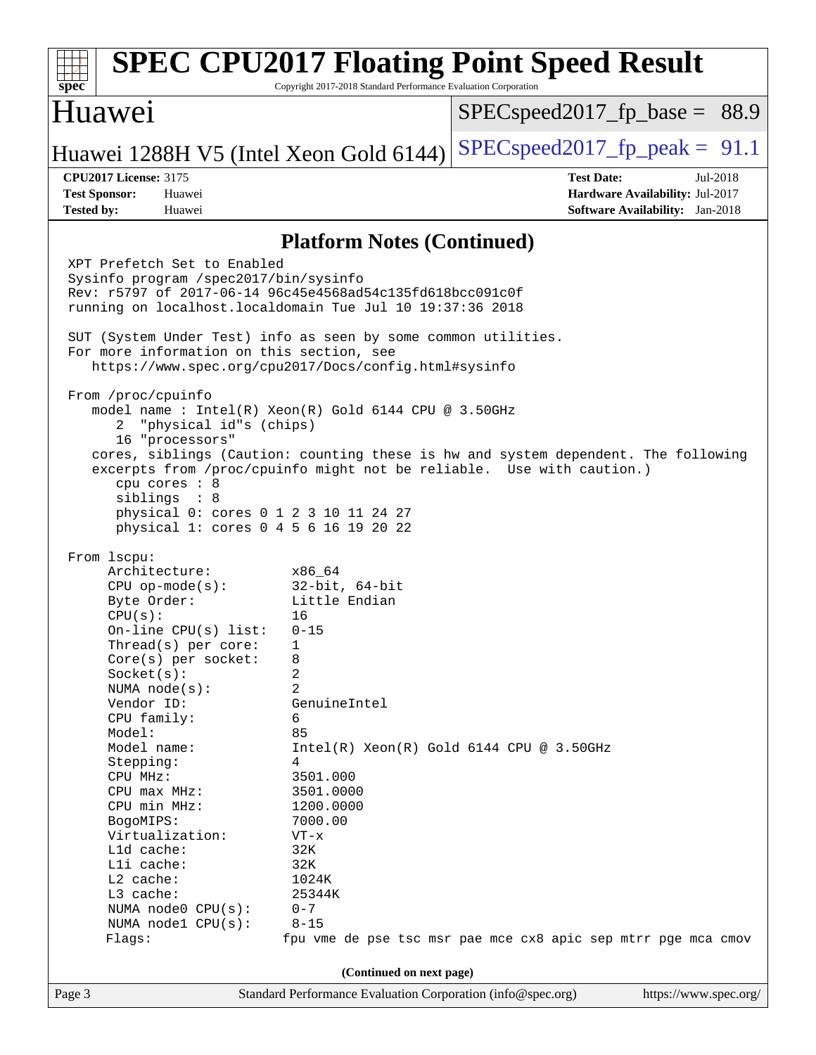## Platform Notes (Continued)

```
XPT Prefetch Set to Enabled
Sysinfo program /spec2017/bin/sysinfo
Rev: r5797 of 2017-06-14 96c45e4568ad54c135fd618bcc091c0f
running on localhost.localdomain Tue Jul 10 19:37:36 2018

SUT (System Under Test) info as seen by some common utilities.
For more information on this section, see
   https://www.spec.org/cpu2017/Docs/config.html#sysinfo

From /proc/cpuinfo
   model name : Intel(R) Xeon(R) Gold 6144 CPU @ 3.50GHz
      2  "physical id"s (chips)
      16 "processors"
   cores, siblings (Caution: counting these is hw and system dependent. The following
   excerpts from /proc/cpuinfo might not be reliable.  Use with caution.)
      cpu cores : 8
      siblings  : 8
      physical 0: cores 0 1 2 3 10 11 24 27
      physical 1: cores 0 4 5 6 16 19 20 22

From lscpu:
     Architecture:          x86_64
     CPU op-mode(s):        32-bit, 64-bit
     Byte Order:            Little Endian
     CPU(s):                16
     On-line CPU(s) list:   0-15
     Thread(s) per core:    1
     Core(s) per socket:    8
     Socket(s):             2
     NUMA node(s):          2
     Vendor ID:             GenuineIntel
     CPU family:            6
     Model:                 85
     Model name:            Intel(R) Xeon(R) Gold 6144 CPU @ 3.50GHz
     Stepping:              4
     CPU MHz:               3501.000
     CPU max MHz:           3501.0000
     CPU min MHz:           1200.0000
     BogoMIPS:              7000.00
     Virtualization:        VT-x
     L1d cache:             32K
     L1i cache:             32K
     L2 cache:              1024K
     L3 cache:              25344K
     NUMA node0 CPU(s):     0-7
     NUMA node1 CPU(s):     8-15
     Flags:                fpu vme de pse tsc msr pae mce cx8 apic sep mtrr pge mca cmov
```

(Continued on next page)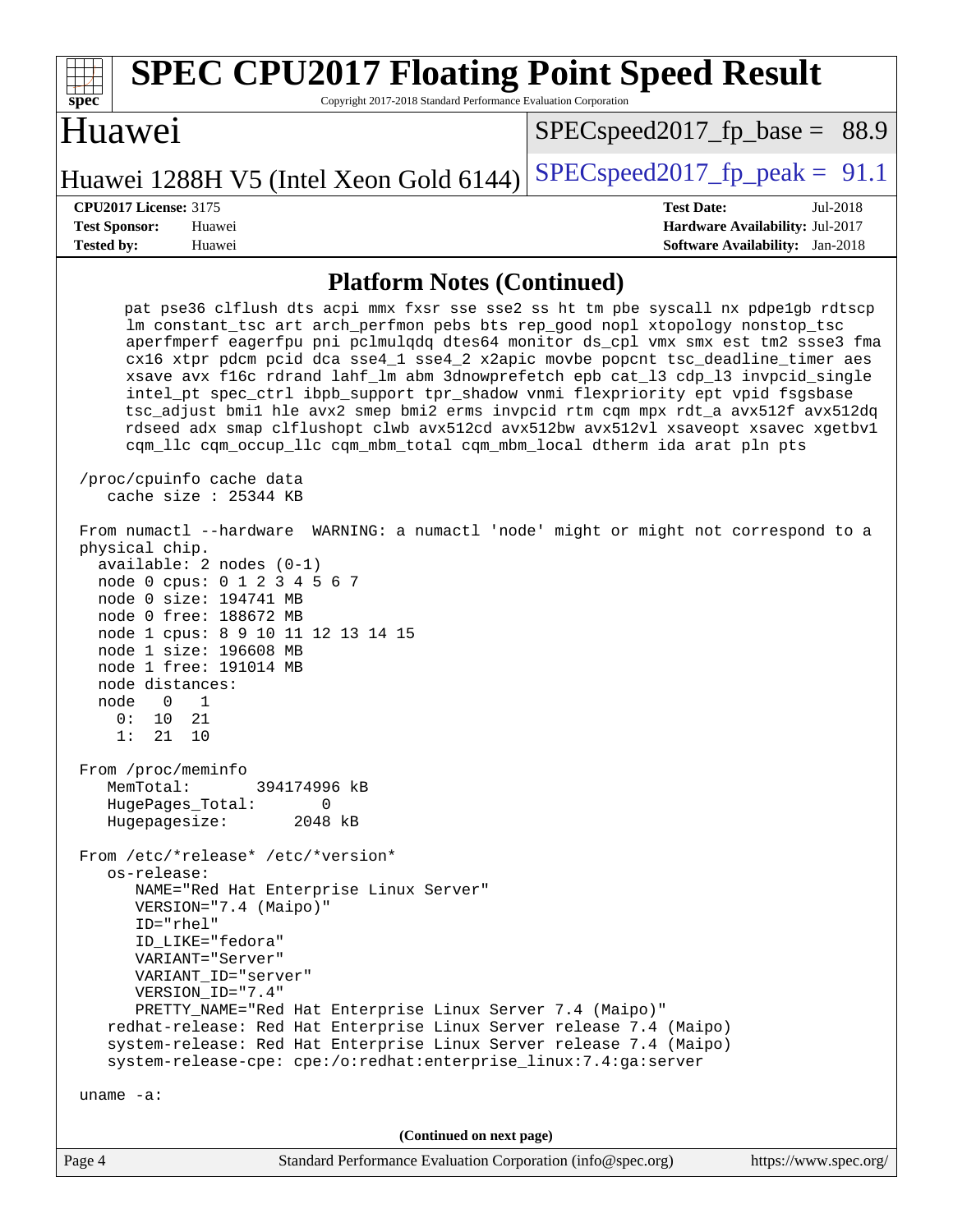## Platform Notes (Continued)

```
     pat pse36 clflush dts acpi mmx fxsr sse sse2 ss ht tm pbe syscall nx pdpe1gb rdtscp
     lm constant_tsc art arch_perfmon pebs bts rep_good nopl xtopology nonstop_tsc
     aperfmperf eagerfpu pni pclmulqdq dtes64 monitor ds_cpl vmx smx est tm2 ssse3 fma
     cx16 xtpr pdcm pcid dca sse4_1 sse4_2 x2apic movbe popcnt tsc_deadline_timer aes
     xsave avx f16c rdrand lahf_lm abm 3dnowprefetch epb cat_l3 cdp_l3 invpcid_single
     intel_pt spec_ctrl ibpb_support tpr_shadow vnmi flexpriority ept vpid fsgsbase
     tsc_adjust bmi1 hle avx2 smep bmi2 erms invpcid rtm cqm mpx rdt_a avx512f avx512dq
     rdseed adx smap clflushopt clwb avx512cd avx512bw avx512vl xsaveopt xsavec xgetbv1
     cqm_llc cqm_occup_llc cqm_mbm_total cqm_mbm_local dtherm ida arat pln pts

 /proc/cpuinfo cache data
    cache size : 25344 KB

 From numactl --hardware  WARNING: a numactl 'node' might or might not correspond to a
 physical chip.
   available: 2 nodes (0-1)
   node 0 cpus: 0 1 2 3 4 5 6 7
   node 0 size: 194741 MB
   node 0 free: 188672 MB
   node 1 cpus: 8 9 10 11 12 13 14 15
   node 1 size: 196608 MB
   node 1 free: 191014 MB
   node distances:
   node   0   1
     0:  10  21
     1:  21  10

 From /proc/meminfo
    MemTotal:       394174996 kB
    HugePages_Total:       0
    Hugepagesize:       2048 kB

 From /etc/*release* /etc/*version*
    os-release:
       NAME="Red Hat Enterprise Linux Server"
       VERSION="7.4 (Maipo)"
       ID="rhel"
       ID_LIKE="fedora"
       VARIANT="Server"
       VARIANT_ID="server"
       VERSION_ID="7.4"
       PRETTY_NAME="Red Hat Enterprise Linux Server 7.4 (Maipo)"
    redhat-release: Red Hat Enterprise Linux Server release 7.4 (Maipo)
    system-release: Red Hat Enterprise Linux Server release 7.4 (Maipo)
    system-release-cpe: cpe:/o:redhat:enterprise_linux:7.4:ga:server

 uname -a:
```

(Continued on next page)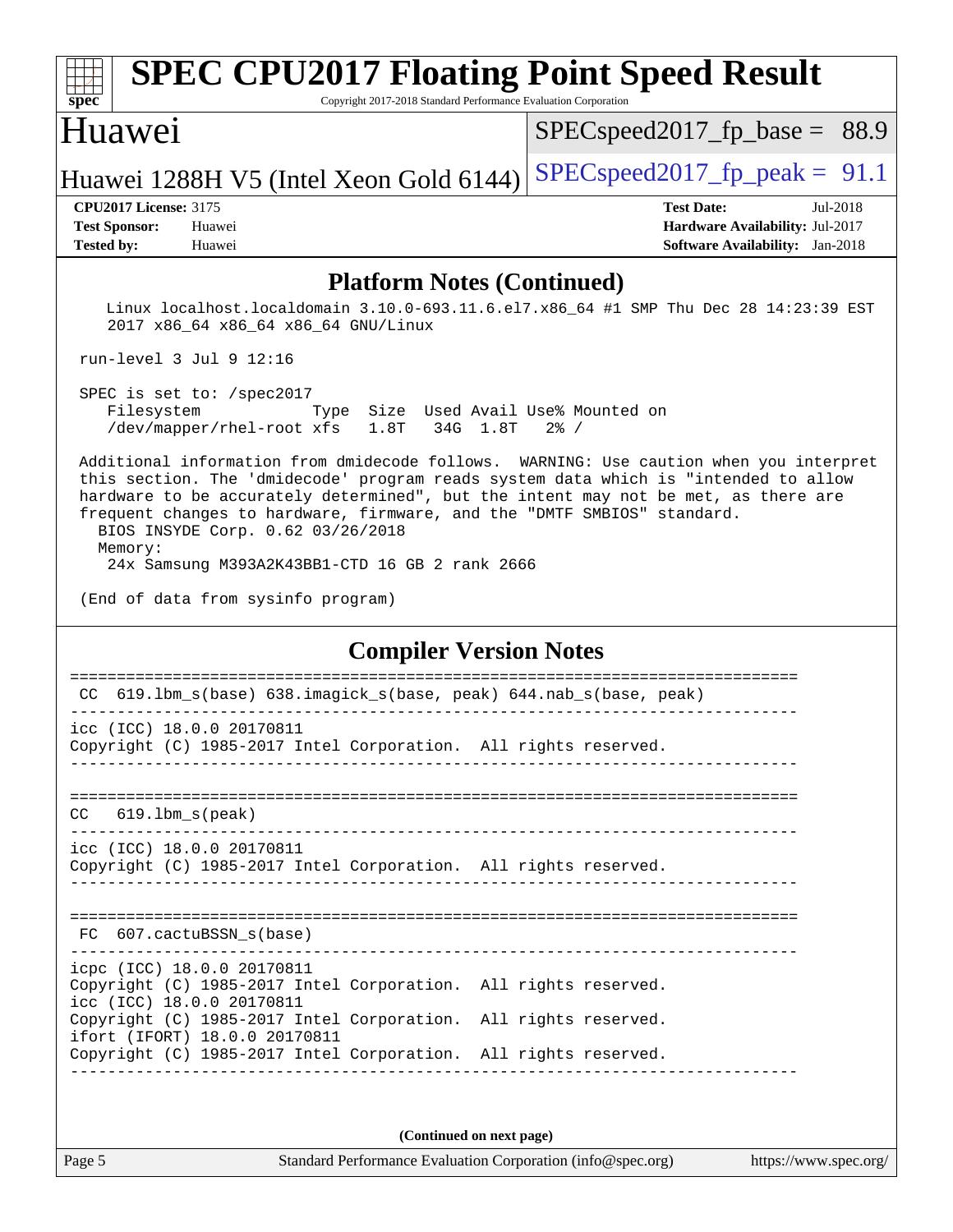## Platform Notes (Continued)

```
   Linux localhost.localdomain 3.10.0-693.11.6.el7.x86_64 #1 SMP Thu Dec 28 14:23:39 EST
   2017 x86_64 x86_64 x86_64 GNU/Linux

run-level 3 Jul 9 12:16

SPEC is set to: /spec2017
   Filesystem            Type  Size  Used Avail Use% Mounted on
   /dev/mapper/rhel-root xfs   1.8T   34G  1.8T   2% /

Additional information from dmidecode follows.  WARNING: Use caution when you interpret
this section. The 'dmidecode' program reads system data which is "intended to allow
hardware to be accurately determined", but the intent may not be met, as there are
frequent changes to hardware, firmware, and the "DMTF SMBIOS" standard.
  BIOS INSYDE Corp. 0.62 03/26/2018
  Memory:
   24x Samsung M393A2K43BB1-CTD 16 GB 2 rank 2666

(End of data from sysinfo program)
```

## Compiler Version Notes

```
==============================================================================
 CC  619.lbm_s(base) 638.imagick_s(base, peak) 644.nab_s(base, peak)
------------------------------------------------------------------------------
icc (ICC) 18.0.0 20170811
Copyright (C) 1985-2017 Intel Corporation.  All rights reserved.
------------------------------------------------------------------------------

==============================================================================
CC   619.lbm_s(peak)
------------------------------------------------------------------------------
icc (ICC) 18.0.0 20170811
Copyright (C) 1985-2017 Intel Corporation.  All rights reserved.
------------------------------------------------------------------------------

==============================================================================
 FC  607.cactuBSSN_s(base)
------------------------------------------------------------------------------
icpc (ICC) 18.0.0 20170811
Copyright (C) 1985-2017 Intel Corporation.  All rights reserved.
icc (ICC) 18.0.0 20170811
Copyright (C) 1985-2017 Intel Corporation.  All rights reserved.
ifort (IFORT) 18.0.0 20170811
Copyright (C) 1985-2017 Intel Corporation.  All rights reserved.
------------------------------------------------------------------------------
```

(Continued on next page)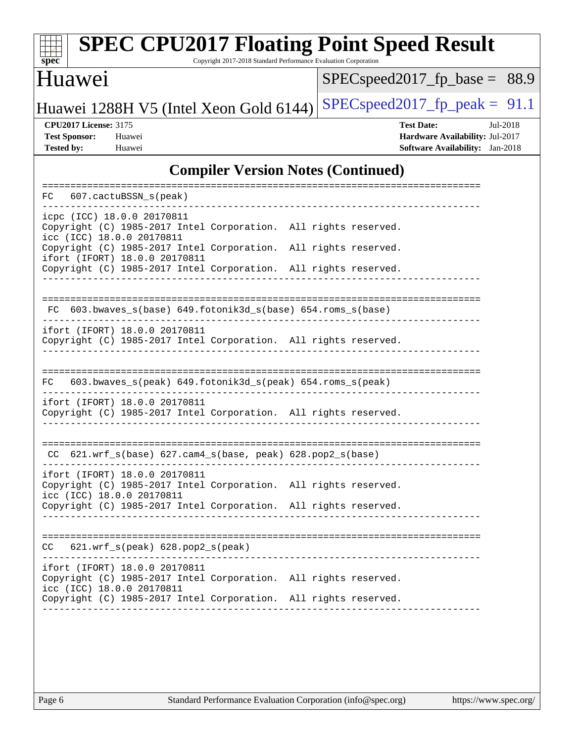# SPEC CPU2017 Floating Point Speed Result

Copyright 2017-2018 Standard Performance Evaluation Corporation

## Huawei

Huawei 1288H V5 (Intel Xeon Gold 6144)

SPECspeed2017_fp_base = 88.9

SPECspeed2017_fp_peak = 91.1

**CPU2017 License:** 3175
**Test Sponsor:** Huawei
**Tested by:** Huawei

**Test Date:** Jul-2018
**Hardware Availability:** Jul-2017
**Software Availability:** Jan-2018

## Compiler Version Notes (Continued)

```
==============================================================================
FC  607.cactuBSSN_s(peak)
------------------------------------------------------------------------------
icpc (ICC) 18.0.0 20170811
Copyright (C) 1985-2017 Intel Corporation.  All rights reserved.
icc (ICC) 18.0.0 20170811
Copyright (C) 1985-2017 Intel Corporation.  All rights reserved.
ifort (IFORT) 18.0.0 20170811
Copyright (C) 1985-2017 Intel Corporation.  All rights reserved.
------------------------------------------------------------------------------

==============================================================================
 FC  603.bwaves_s(base) 649.fotonik3d_s(base) 654.roms_s(base)
------------------------------------------------------------------------------
ifort (IFORT) 18.0.0 20170811
Copyright (C) 1985-2017 Intel Corporation.  All rights reserved.
------------------------------------------------------------------------------

==============================================================================
FC  603.bwaves_s(peak) 649.fotonik3d_s(peak) 654.roms_s(peak)
------------------------------------------------------------------------------
ifort (IFORT) 18.0.0 20170811
Copyright (C) 1985-2017 Intel Corporation.  All rights reserved.
------------------------------------------------------------------------------

==============================================================================
 CC  621.wrf_s(base) 627.cam4_s(base, peak) 628.pop2_s(base)
------------------------------------------------------------------------------
ifort (IFORT) 18.0.0 20170811
Copyright (C) 1985-2017 Intel Corporation.  All rights reserved.
icc (ICC) 18.0.0 20170811
Copyright (C) 1985-2017 Intel Corporation.  All rights reserved.
------------------------------------------------------------------------------

==============================================================================
CC  621.wrf_s(peak) 628.pop2_s(peak)
------------------------------------------------------------------------------
ifort (IFORT) 18.0.0 20170811
Copyright (C) 1985-2017 Intel Corporation.  All rights reserved.
icc (ICC) 18.0.0 20170811
Copyright (C) 1985-2017 Intel Corporation.  All rights reserved.
------------------------------------------------------------------------------
```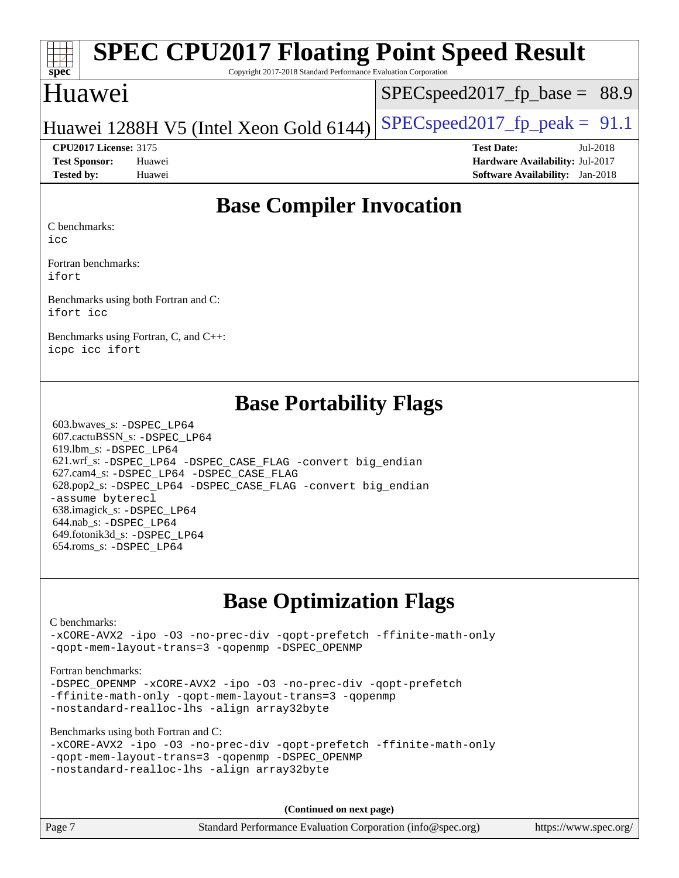# SPEC CPU2017 Floating Point Speed Result

Copyright 2017-2018 Standard Performance Evaluation Corporation

## Huawei

Huawei 1288H V5 (Intel Xeon Gold 6144)

SPECspeed2017_fp_base = 88.9

SPECspeed2017_fp_peak = 91.1

**CPU2017 License:** 3175
**Test Sponsor:** Huawei
**Tested by:** Huawei

**Test Date:** Jul-2018
**Hardware Availability:** Jul-2017
**Software Availability:** Jan-2018

## Base Compiler Invocation

C benchmarks:
icc

Fortran benchmarks:
ifort

Benchmarks using both Fortran and C:
ifort icc

Benchmarks using Fortran, C, and C++:
icpc icc ifort

## Base Portability Flags

603.bwaves_s: -DSPEC_LP64
607.cactuBSSN_s: -DSPEC_LP64
619.lbm_s: -DSPEC_LP64
621.wrf_s: -DSPEC_LP64 -DSPEC_CASE_FLAG -convert big_endian
627.cam4_s: -DSPEC_LP64 -DSPEC_CASE_FLAG
628.pop2_s: -DSPEC_LP64 -DSPEC_CASE_FLAG -convert big_endian -assume byterecl
638.imagick_s: -DSPEC_LP64
644.nab_s: -DSPEC_LP64
649.fotonik3d_s: -DSPEC_LP64
654.roms_s: -DSPEC_LP64

## Base Optimization Flags

C benchmarks:
-xCORE-AVX2 -ipo -O3 -no-prec-div -qopt-prefetch -ffinite-math-only -qopt-mem-layout-trans=3 -qopenmp -DSPEC_OPENMP

Fortran benchmarks:
-DSPEC_OPENMP -xCORE-AVX2 -ipo -O3 -no-prec-div -qopt-prefetch -ffinite-math-only -qopt-mem-layout-trans=3 -qopenmp -nostandard-realloc-lhs -align array32byte

Benchmarks using both Fortran and C:
-xCORE-AVX2 -ipo -O3 -no-prec-div -qopt-prefetch -ffinite-math-only -qopt-mem-layout-trans=3 -qopenmp -DSPEC_OPENMP -nostandard-realloc-lhs -align array32byte

**(Continued on next page)**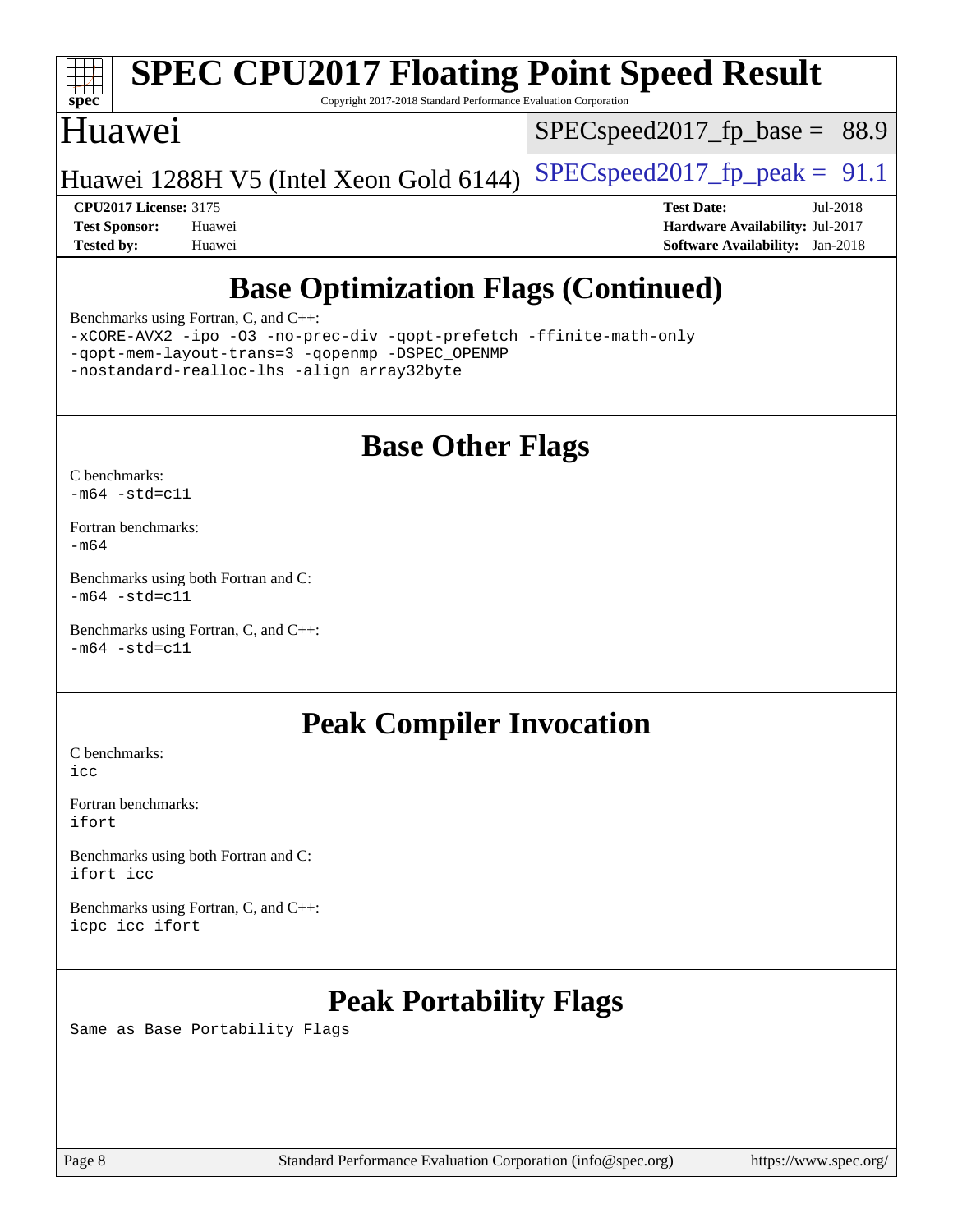# Base Optimization Flags (Continued)

Benchmarks using Fortran, C, and C++:
```
-xCORE-AVX2 -ipo -O3 -no-prec-div -qopt-prefetch -ffinite-math-only
-qopt-mem-layout-trans=3 -qopenmp -DSPEC_OPENMP
-nostandard-realloc-lhs -align array32byte
```

# Base Other Flags

C benchmarks:
```
-m64 -std=c11
```

Fortran benchmarks:
```
-m64
```

Benchmarks using both Fortran and C:
```
-m64 -std=c11
```

Benchmarks using Fortran, C, and C++:
```
-m64 -std=c11
```

# Peak Compiler Invocation

C benchmarks:
```
icc
```

Fortran benchmarks:
```
ifort
```

Benchmarks using both Fortran and C:
```
ifort icc
```

Benchmarks using Fortran, C, and C++:
```
icpc icc ifort
```

# Peak Portability Flags

Same as Base Portability Flags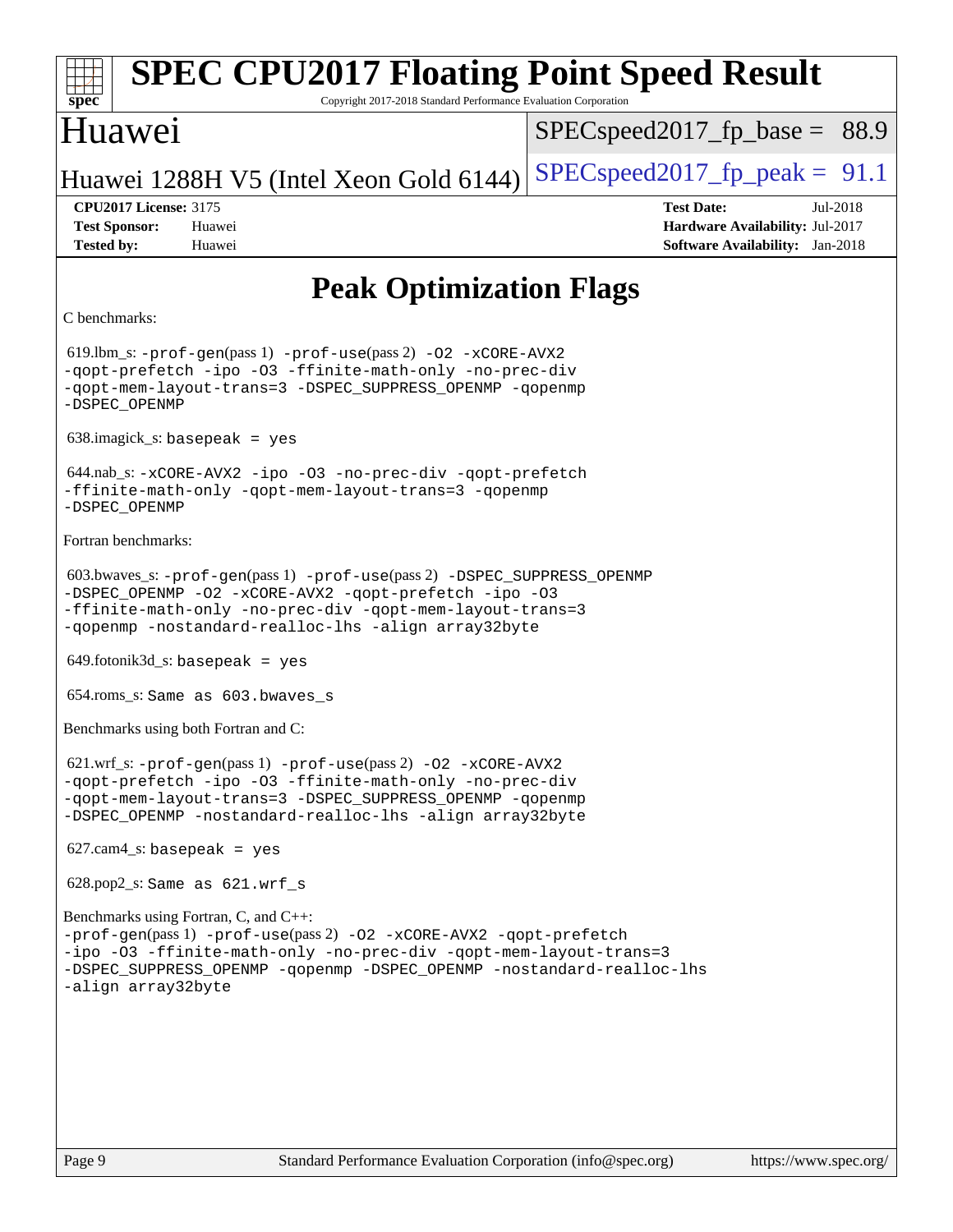# Peak Optimization Flags

C benchmarks:

619.lbm_s: `-prof-gen`(pass 1) `-prof-use`(pass 2) `-O2 -xCORE-AVX2 -qopt-prefetch -ipo -O3 -ffinite-math-only -no-prec-div -qopt-mem-layout-trans=3 -DSPEC_SUPPRESS_OPENMP -qopenmp -DSPEC_OPENMP`

638.imagick_s: `basepeak = yes`

644.nab_s: `-xCORE-AVX2 -ipo -O3 -no-prec-div -qopt-prefetch -ffinite-math-only -qopt-mem-layout-trans=3 -qopenmp -DSPEC_OPENMP`

Fortran benchmarks:

603.bwaves_s: `-prof-gen`(pass 1) `-prof-use`(pass 2) `-DSPEC_SUPPRESS_OPENMP -DSPEC_OPENMP -O2 -xCORE-AVX2 -qopt-prefetch -ipo -O3 -ffinite-math-only -no-prec-div -qopt-mem-layout-trans=3 -qopenmp -nostandard-realloc-lhs -align array32byte`

649.fotonik3d_s: `basepeak = yes`

654.roms_s: `Same as 603.bwaves_s`

Benchmarks using both Fortran and C:

621.wrf_s: `-prof-gen`(pass 1) `-prof-use`(pass 2) `-O2 -xCORE-AVX2 -qopt-prefetch -ipo -O3 -ffinite-math-only -no-prec-div -qopt-mem-layout-trans=3 -DSPEC_SUPPRESS_OPENMP -qopenmp -DSPEC_OPENMP -nostandard-realloc-lhs -align array32byte`

627.cam4_s: `basepeak = yes`

628.pop2_s: `Same as 621.wrf_s`

Benchmarks using Fortran, C, and C++:

`-prof-gen`(pass 1) `-prof-use`(pass 2) `-O2 -xCORE-AVX2 -qopt-prefetch -ipo -O3 -ffinite-math-only -no-prec-div -qopt-mem-layout-trans=3 -DSPEC_SUPPRESS_OPENMP -qopenmp -DSPEC_OPENMP -nostandard-realloc-lhs -align array32byte`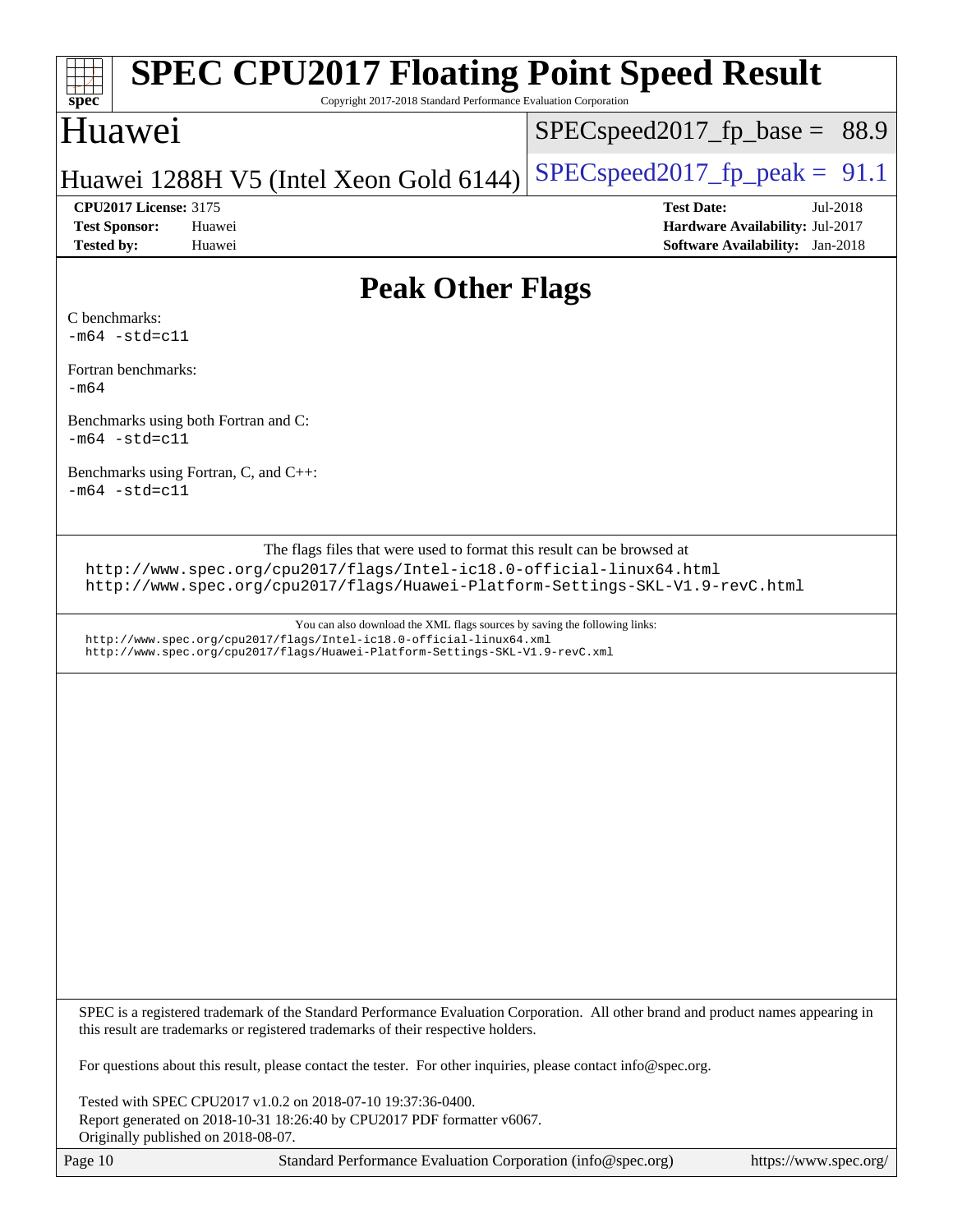# Peak Other Flags

C benchmarks:
-m64 -std=c11

Fortran benchmarks:
-m64

Benchmarks using both Fortran and C:
-m64 -std=c11

Benchmarks using Fortran, C, and C++:
-m64 -std=c11

The flags files that were used to format this result can be browsed at
http://www.spec.org/cpu2017/flags/Intel-ic18.0-official-linux64.html
http://www.spec.org/cpu2017/flags/Huawei-Platform-Settings-SKL-V1.9-revC.html

You can also download the XML flags sources by saving the following links:
http://www.spec.org/cpu2017/flags/Intel-ic18.0-official-linux64.xml
http://www.spec.org/cpu2017/flags/Huawei-Platform-Settings-SKL-V1.9-revC.xml

SPEC is a registered trademark of the Standard Performance Evaluation Corporation. All other brand and product names appearing in this result are trademarks or registered trademarks of their respective holders.

For questions about this result, please contact the tester. For other inquiries, please contact info@spec.org.

Tested with SPEC CPU2017 v1.0.2 on 2018-07-10 19:37:36-0400.
Report generated on 2018-10-31 18:26:40 by CPU2017 PDF formatter v6067.
Originally published on 2018-08-07.